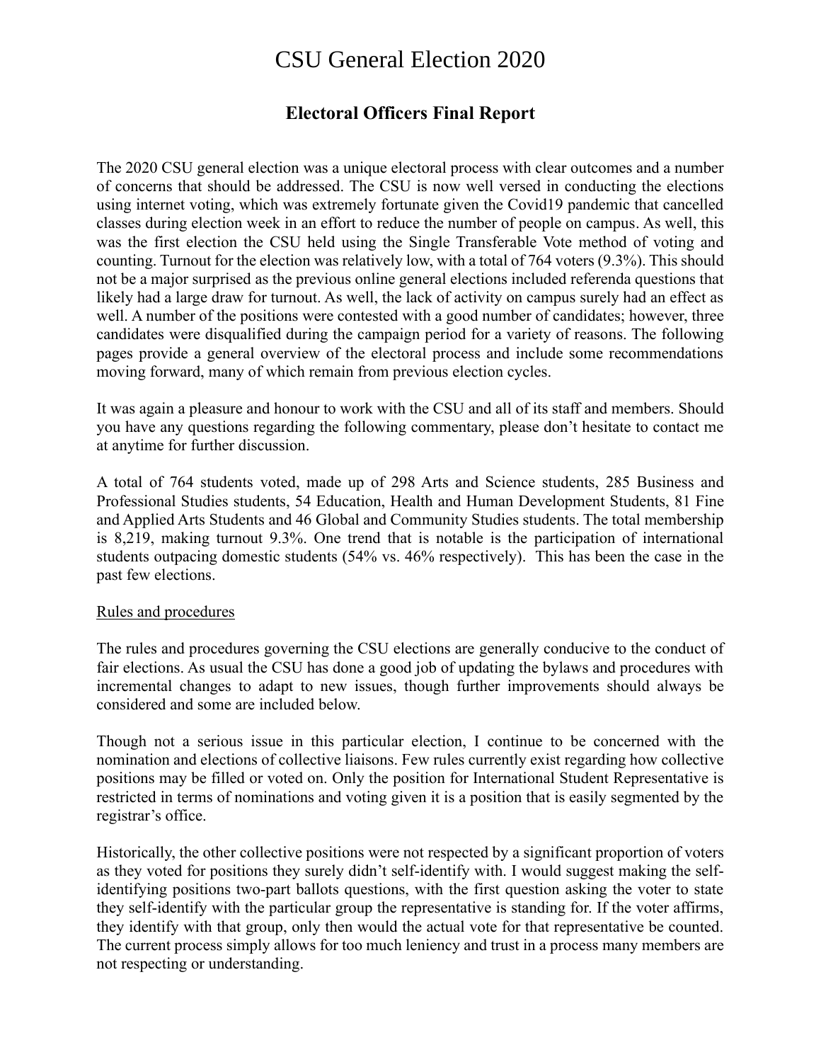# CSU General Election 2020

## Electoral Officers Final Report

The 2020 CSU general election was a unique electoral process with clear outcomes and a number of concerns that should be addressed. The CSU is now well versed in conducting the elections using internet voting, which was extremely fortunate given the Covid19 pandemic that cancelled classes during election week in an effort to reduce the number of people on campus. As well, this was the first election the CSU held using the Single Transferable Vote method of voting and counting. Turnout for the election was relatively low, with a total of 764 voters (9.3%). This should not be a major surprised as the previous online general elections included referenda questions that likely had a large draw for turnout. As well, the lack of activity on campus surely had an effect as well. A number of the positions were contested with a good number of candidates; however, three candidates were disqualified during the campaign period for a variety of reasons. The following pages provide a general overview of the electoral process and include some recommendations moving forward, many of which remain from previous election cycles.

It was again a pleasure and honour to work with the CSU and all of its staff and members. Should you have any questions regarding the following commentary, please don't hesitate to contact me at anytime for further discussion.

A total of 764 students voted, made up of 298 Arts and Science students, 285 Business and Professional Studies students, 54 Education, Health and Human Development Students, 81 Fine and Applied Arts Students and 46 Global and Community Studies students. The total membership is 8,219, making turnout 9.3%. One trend that is notable is the participation of international students outpacing domestic students (54% vs. 46% respectively). This has been the case in the past few elections.

<u>Rules and procedures</u>

The rules and procedures governing the CSU elections are generally conducive to the conduct of fair elections. As usual the CSU has done a good job of updating the bylaws and procedures with incremental changes to adapt to new issues, though further improvements should always be considered and some are included below.

Though not a serious issue in this particular election, I continue to be concerned with the nomination and elections of collective liaisons. Few rules currently exist regarding how collective positions may be filled or voted on. Only the position for International Student Representative is restricted in terms of nominations and voting given it is a position that is easily segmented by the registrar's office.

Historically, the other collective positions were not respected by a significant proportion of voters as they voted for positions they surely didn't self-identify with. I would suggest making the self-identifying positions two-part ballots questions, with the first question asking the voter to state they self-identify with the particular group the representative is standing for. If the voter affirms, they identify with that group, only then would the actual vote for that representative be counted. The current process simply allows for too much leniency and trust in a process many members are not respecting or understanding.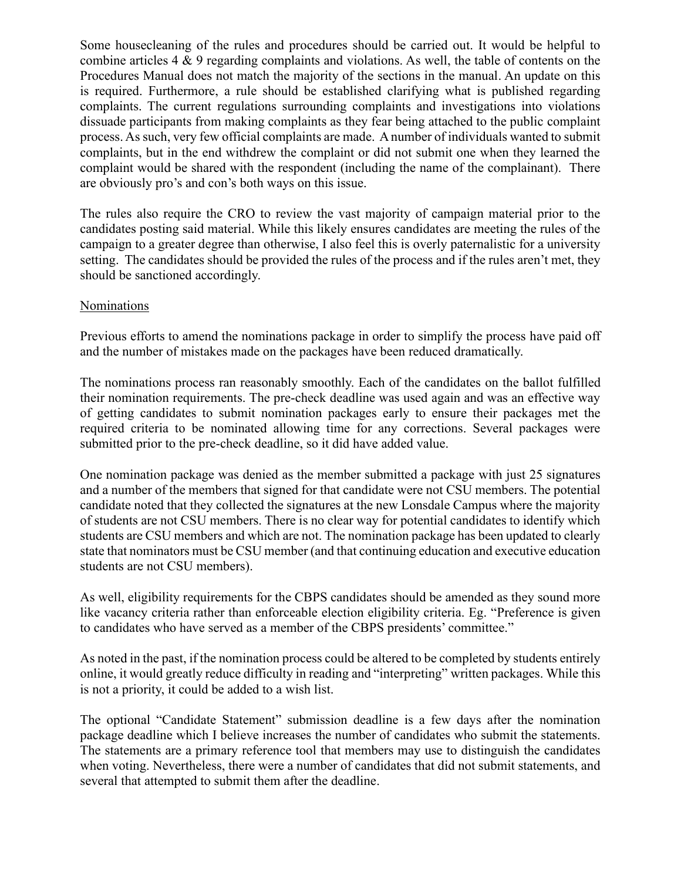Some housecleaning of the rules and procedures should be carried out. It would be helpful to combine articles 4 & 9 regarding complaints and violations. As well, the table of contents on the Procedures Manual does not match the majority of the sections in the manual. An update on this is required. Furthermore, a rule should be established clarifying what is published regarding complaints. The current regulations surrounding complaints and investigations into violations dissuade participants from making complaints as they fear being attached to the public complaint process. As such, very few official complaints are made. A number of individuals wanted to submit complaints, but in the end withdrew the complaint or did not submit one when they learned the complaint would be shared with the respondent (including the name of the complainant). There are obviously pro's and con's both ways on this issue.

The rules also require the CRO to review the vast majority of campaign material prior to the candidates posting said material. While this likely ensures candidates are meeting the rules of the campaign to a greater degree than otherwise, I also feel this is overly paternalistic for a university setting. The candidates should be provided the rules of the process and if the rules aren't met, they should be sanctioned accordingly.

<u>Nominations</u>

Previous efforts to amend the nominations package in order to simplify the process have paid off and the number of mistakes made on the packages have been reduced dramatically.

The nominations process ran reasonably smoothly. Each of the candidates on the ballot fulfilled their nomination requirements. The pre-check deadline was used again and was an effective way of getting candidates to submit nomination packages early to ensure their packages met the required criteria to be nominated allowing time for any corrections. Several packages were submitted prior to the pre-check deadline, so it did have added value.

One nomination package was denied as the member submitted a package with just 25 signatures and a number of the members that signed for that candidate were not CSU members. The potential candidate noted that they collected the signatures at the new Lonsdale Campus where the majority of students are not CSU members. There is no clear way for potential candidates to identify which students are CSU members and which are not. The nomination package has been updated to clearly state that nominators must be CSU member (and that continuing education and executive education students are not CSU members).

As well, eligibility requirements for the CBPS candidates should be amended as they sound more like vacancy criteria rather than enforceable election eligibility criteria. Eg. "Preference is given to candidates who have served as a member of the CBPS presidents' committee."

As noted in the past, if the nomination process could be altered to be completed by students entirely online, it would greatly reduce difficulty in reading and "interpreting" written packages. While this is not a priority, it could be added to a wish list.

The optional "Candidate Statement" submission deadline is a few days after the nomination package deadline which I believe increases the number of candidates who submit the statements. The statements are a primary reference tool that members may use to distinguish the candidates when voting. Nevertheless, there were a number of candidates that did not submit statements, and several that attempted to submit them after the deadline.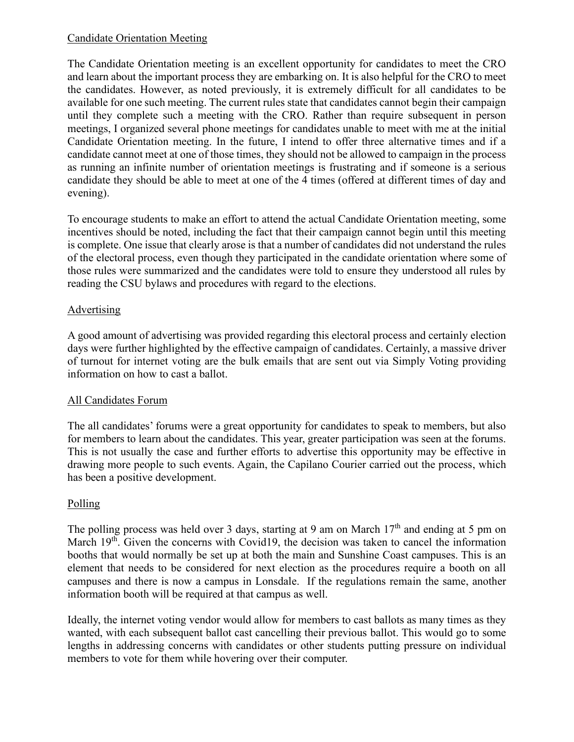## Candidate Orientation Meeting

The Candidate Orientation meeting is an excellent opportunity for candidates to meet the CRO and learn about the important process they are embarking on. It is also helpful for the CRO to meet the candidates. However, as noted previously, it is extremely difficult for all candidates to be available for one such meeting. The current rules state that candidates cannot begin their campaign until they complete such a meeting with the CRO. Rather than require subsequent in person meetings, I organized several phone meetings for candidates unable to meet with me at the initial Candidate Orientation meeting. In the future, I intend to offer three alternative times and if a candidate cannot meet at one of those times, they should not be allowed to campaign in the process as running an infinite number of orientation meetings is frustrating and if someone is a serious candidate they should be able to meet at one of the 4 times (offered at different times of day and evening).

To encourage students to make an effort to attend the actual Candidate Orientation meeting, some incentives should be noted, including the fact that their campaign cannot begin until this meeting is complete. One issue that clearly arose is that a number of candidates did not understand the rules of the electoral process, even though they participated in the candidate orientation where some of those rules were summarized and the candidates were told to ensure they understood all rules by reading the CSU bylaws and procedures with regard to the elections.

## Advertising

A good amount of advertising was provided regarding this electoral process and certainly election days were further highlighted by the effective campaign of candidates. Certainly, a massive driver of turnout for internet voting are the bulk emails that are sent out via Simply Voting providing information on how to cast a ballot.

## All Candidates Forum

The all candidates' forums were a great opportunity for candidates to speak to members, but also for members to learn about the candidates. This year, greater participation was seen at the forums. This is not usually the case and further efforts to advertise this opportunity may be effective in drawing more people to such events. Again, the Capilano Courier carried out the process, which has been a positive development.

## Polling

The polling process was held over 3 days, starting at 9 am on March 17th and ending at 5 pm on March 19th. Given the concerns with Covid19, the decision was taken to cancel the information booths that would normally be set up at both the main and Sunshine Coast campuses. This is an element that needs to be considered for next election as the procedures require a booth on all campuses and there is now a campus in Lonsdale. If the regulations remain the same, another information booth will be required at that campus as well.

Ideally, the internet voting vendor would allow for members to cast ballots as many times as they wanted, with each subsequent ballot cast cancelling their previous ballot. This would go to some lengths in addressing concerns with candidates or other students putting pressure on individual members to vote for them while hovering over their computer.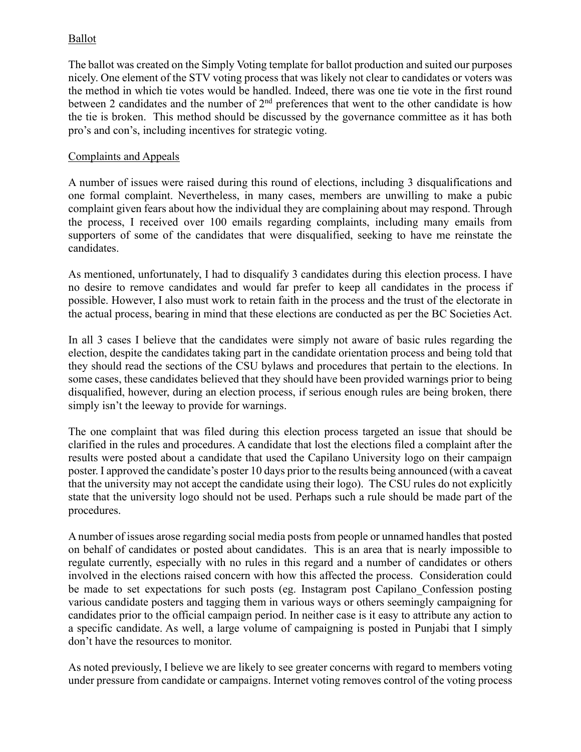## Ballot

The ballot was created on the Simply Voting template for ballot production and suited our purposes nicely. One element of the STV voting process that was likely not clear to candidates or voters was the method in which tie votes would be handled. Indeed, there was one tie vote in the first round between 2 candidates and the number of 2nd preferences that went to the other candidate is how the tie is broken. This method should be discussed by the governance committee as it has both pro's and con's, including incentives for strategic voting.

## Complaints and Appeals

A number of issues were raised during this round of elections, including 3 disqualifications and one formal complaint. Nevertheless, in many cases, members are unwilling to make a pubic complaint given fears about how the individual they are complaining about may respond. Through the process, I received over 100 emails regarding complaints, including many emails from supporters of some of the candidates that were disqualified, seeking to have me reinstate the candidates.

As mentioned, unfortunately, I had to disqualify 3 candidates during this election process. I have no desire to remove candidates and would far prefer to keep all candidates in the process if possible. However, I also must work to retain faith in the process and the trust of the electorate in the actual process, bearing in mind that these elections are conducted as per the BC Societies Act.

In all 3 cases I believe that the candidates were simply not aware of basic rules regarding the election, despite the candidates taking part in the candidate orientation process and being told that they should read the sections of the CSU bylaws and procedures that pertain to the elections. In some cases, these candidates believed that they should have been provided warnings prior to being disqualified, however, during an election process, if serious enough rules are being broken, there simply isn't the leeway to provide for warnings.

The one complaint that was filed during this election process targeted an issue that should be clarified in the rules and procedures. A candidate that lost the elections filed a complaint after the results were posted about a candidate that used the Capilano University logo on their campaign poster. I approved the candidate's poster 10 days prior to the results being announced (with a caveat that the university may not accept the candidate using their logo). The CSU rules do not explicitly state that the university logo should not be used. Perhaps such a rule should be made part of the procedures.

A number of issues arose regarding social media posts from people or unnamed handles that posted on behalf of candidates or posted about candidates. This is an area that is nearly impossible to regulate currently, especially with no rules in this regard and a number of candidates or others involved in the elections raised concern with how this affected the process. Consideration could be made to set expectations for such posts (eg. Instagram post Capilano_Confession posting various candidate posters and tagging them in various ways or others seemingly campaigning for candidates prior to the official campaign period. In neither case is it easy to attribute any action to a specific candidate. As well, a large volume of campaigning is posted in Punjabi that I simply don't have the resources to monitor.

As noted previously, I believe we are likely to see greater concerns with regard to members voting under pressure from candidate or campaigns. Internet voting removes control of the voting process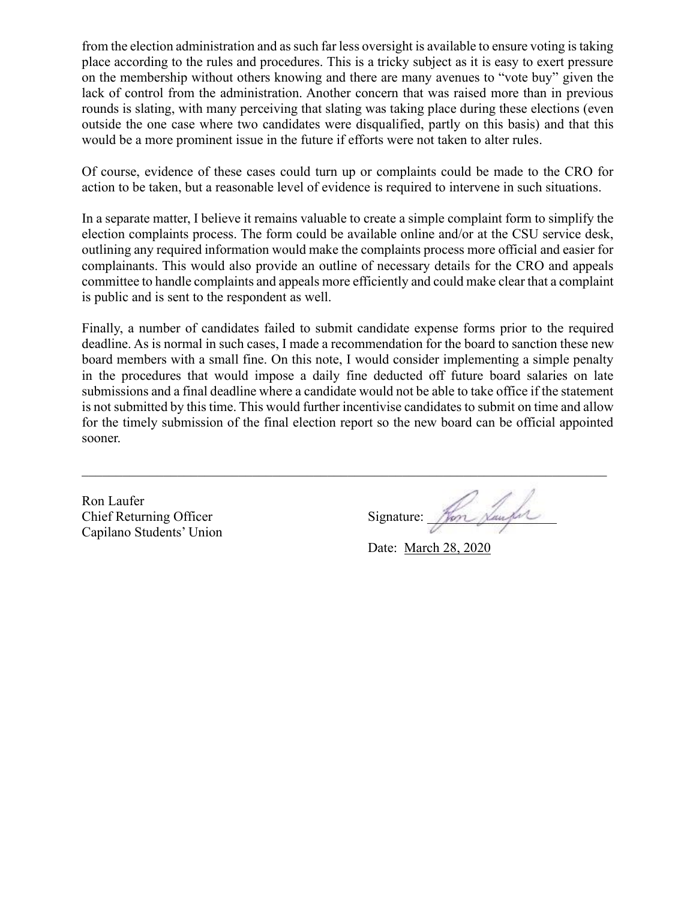from the election administration and as such far less oversight is available to ensure voting is taking place according to the rules and procedures. This is a tricky subject as it is easy to exert pressure on the membership without others knowing and there are many avenues to "vote buy" given the lack of control from the administration. Another concern that was raised more than in previous rounds is slating, with many perceiving that slating was taking place during these elections (even outside the one case where two candidates were disqualified, partly on this basis) and that this would be a more prominent issue in the future if efforts were not taken to alter rules.

Of course, evidence of these cases could turn up or complaints could be made to the CRO for action to be taken, but a reasonable level of evidence is required to intervene in such situations.

In a separate matter, I believe it remains valuable to create a simple complaint form to simplify the election complaints process. The form could be available online and/or at the CSU service desk, outlining any required information would make the complaints process more official and easier for complainants. This would also provide an outline of necessary details for the CRO and appeals committee to handle complaints and appeals more efficiently and could make clear that a complaint is public and is sent to the respondent as well.

Finally, a number of candidates failed to submit candidate expense forms prior to the required deadline. As is normal in such cases, I made a recommendation for the board to sanction these new board members with a small fine. On this note, I would consider implementing a simple penalty in the procedures that would impose a daily fine deducted off future board salaries on late submissions and a final deadline where a candidate would not be able to take office if the statement is not submitted by this time. This would further incentivise candidates to submit on time and allow for the timely submission of the final election report so the new board can be official appointed sooner.

---

Ron Laufer
Chief Returning Officer
Capilano Students' Union

Signature: Ron Laufer

Date: March 28, 2020